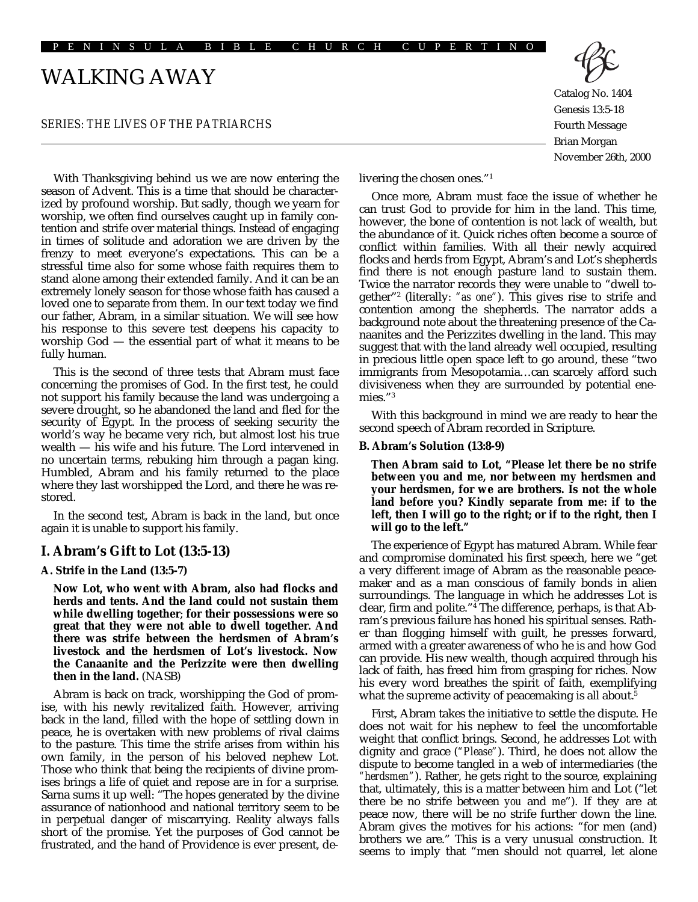PENINSULA BIBLE CHURCH CUPERTINO

# WALKING AWAY

SERIES: THE LIVES OF THE PATRIARCHS

Catalog No. 1404
Genesis 13:5-18
Fourth Message
Brian Morgan
November 26th, 2000

With Thanksgiving behind us we are now entering the season of Advent. This is a time that should be characterized by profound worship. But sadly, though we yearn for worship, we often find ourselves caught up in family contention and strife over material things. Instead of engaging in times of solitude and adoration we are driven by the frenzy to meet everyone's expectations. This can be a stressful time also for some whose faith requires them to stand alone among their extended family. And it can be an extremely lonely season for those whose faith has caused a loved one to separate from them. In our text today we find our father, Abram, in a similar situation. We will see how his response to this severe test deepens his capacity to worship God — the essential part of what it means to be fully human.

This is the second of three tests that Abram must face concerning the promises of God. In the first test, he could not support his family because the land was undergoing a severe drought, so he abandoned the land and fled for the security of Egypt. In the process of seeking security the world's way he became very rich, but almost lost his true wealth — his wife and his future. The Lord intervened in no uncertain terms, rebuking him through a pagan king. Humbled, Abram and his family returned to the place where they last worshipped the Lord, and there he was restored.

In the second test, Abram is back in the land, but once again it is unable to support his family.

## I. Abram's Gift to Lot (13:5-13)

### A. Strife in the Land (13:5-7)

> **Now Lot, who went with Abram, also had flocks and herds and tents. And the land could not sustain them while dwelling together; for their possessions were so great that they were not able to dwell together. And there was strife between the herdsmen of Abram's livestock and the herdsmen of Lot's livestock. Now the Canaanite and the Perizzite were then dwelling then in the land.** (NASB)

Abram is back on track, worshipping the God of promise, with his newly revitalized faith. However, arriving back in the land, filled with the hope of settling down in peace, he is overtaken with new problems of rival claims to the pasture. This time the strife arises from within his own family, in the person of his beloved nephew Lot. Those who think that being the recipients of divine promises brings a life of quiet and repose are in for a surprise. Sarna sums it up well: "The hopes generated by the divine assurance of nationhood and national territory seem to be in perpetual danger of miscarrying. Reality always falls short of the promise. Yet the purposes of God cannot be frustrated, and the hand of Providence is ever present, delivering the chosen ones."[1]

Once more, Abram must face the issue of whether he can trust God to provide for him in the land. This time, however, the bone of contention is not lack of wealth, but the abundance of it. Quick riches often become a source of conflict within families. With all their newly acquired flocks and herds from Egypt, Abram's and Lot's shepherds find there is not enough pasture land to sustain them. Twice the narrator records they were unable to "dwell together"[2] (literally: *"as one"*). This gives rise to strife and contention among the shepherds. The narrator adds a background note about the threatening presence of the Canaanites and the Perizzites dwelling in the land. This may suggest that with the land already well occupied, resulting in precious little open space left to go around, these "two immigrants from Mesopotamia…can scarcely afford such divisiveness when they are surrounded by potential enemies."[3]

With this background in mind we are ready to hear the second speech of Abram recorded in Scripture.

### B. Abram's Solution (13:8-9)

> **Then Abram said to Lot, "Please let there be no strife between you and me, nor between my herdsmen and your herdsmen, for we are brothers. Is not the whole land before you? Kindly separate from me: if to the left, then I will go to the right; or if to the right, then I will go to the left."**

The experience of Egypt has matured Abram. While fear and compromise dominated his first speech, here we "get a very different image of Abram as the reasonable peacemaker and as a man conscious of family bonds in alien surroundings. The language in which he addresses Lot is clear, firm and polite."[4] The difference, perhaps, is that Abram's previous failure has honed his spiritual senses. Rather than flogging himself with guilt, he presses forward, armed with a greater awareness of who he is and how God can provide. His new wealth, though acquired through his lack of faith, has freed him from grasping for riches. Now his every word breathes the spirit of faith, exemplifying what the supreme activity of peacemaking is all about.[5]

First, Abram takes the initiative to settle the dispute. He does not wait for his nephew to feel the uncomfortable weight that conflict brings. Second, he addresses Lot with dignity and grace (*"Please"*). Third, he does not allow the dispute to become tangled in a web of intermediaries (the *"herdsmen"*). Rather, he gets right to the source, explaining that, ultimately, this is a matter between him and Lot ("let there be no strife between *you* and *me*"). If they are at peace now, there will be no strife further down the line. Abram gives the motives for his actions: "for men (and) brothers we are." This is a very unusual construction. It seems to imply that "men should not quarrel, let alone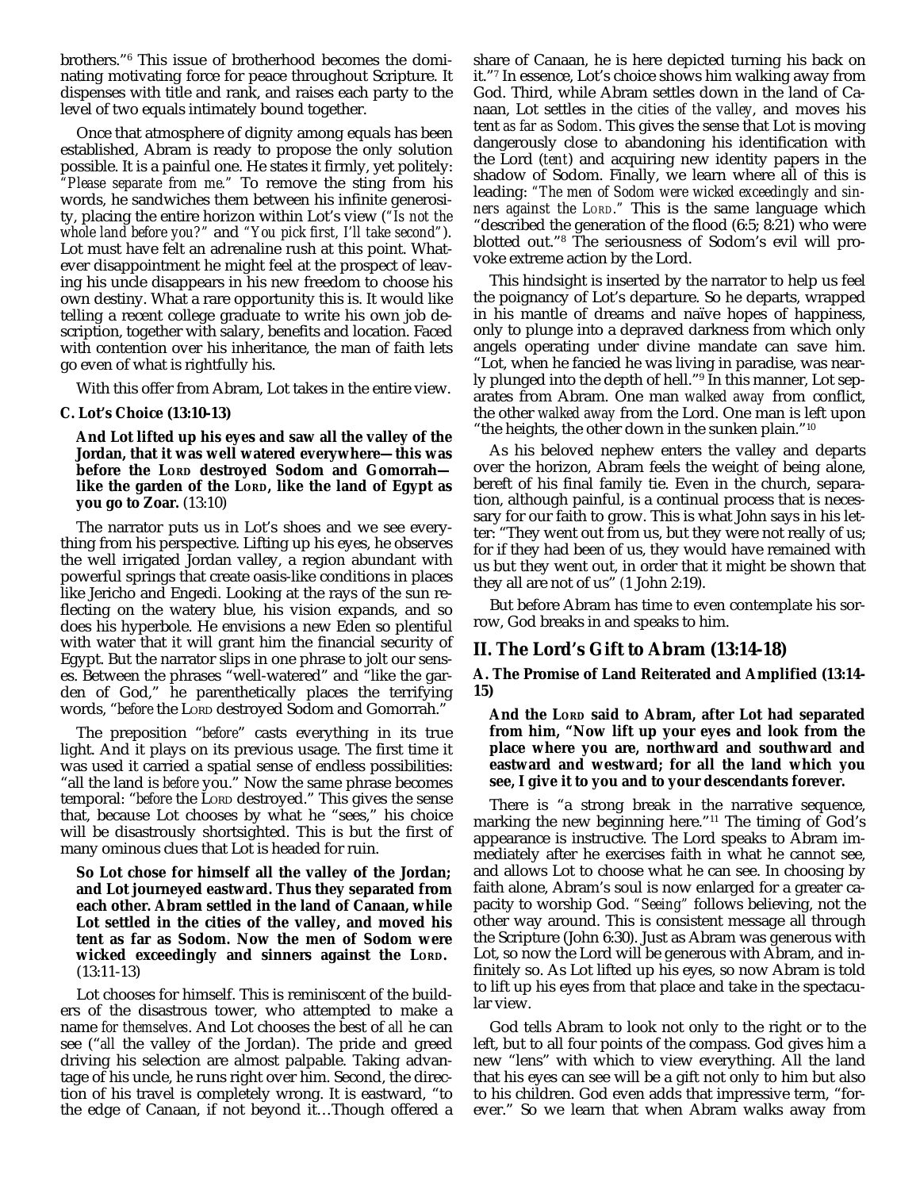brothers."[6] This issue of brotherhood becomes the dominating motivating force for peace throughout Scripture. It dispenses with title and rank, and raises each party to the level of two equals intimately bound together.

Once that atmosphere of dignity among equals has been established, Abram is ready to propose the only solution possible. It is a painful one. He states it firmly, yet politely: *"Please separate from me."* To remove the sting from his words, he sandwiches them between his infinite generosity, placing the entire horizon within Lot's view (*"Is not the whole land before you?"* and *"You pick first, I'll take second"*). Lot must have felt an adrenaline rush at this point. Whatever disappointment he might feel at the prospect of leaving his uncle disappears in his new freedom to choose his own destiny. What a rare opportunity this is. It would like telling a recent college graduate to write his own job description, together with salary, benefits and location. Faced with contention over his inheritance, the man of faith lets go even of what is rightfully his.

With this offer from Abram, Lot takes in the entire view.

**C. Lot's Choice (13:10-13)**

> **And Lot lifted up his eyes and saw all the valley of the Jordan, that it was well watered everywhere—this was before the LORD destroyed Sodom and Gomorrah—like the garden of the LORD, like the land of Egypt as you go to Zoar.** (13:10)

The narrator puts us in Lot's shoes and we see everything from his perspective. Lifting up his eyes, he observes the well irrigated Jordan valley, a region abundant with powerful springs that create oasis-like conditions in places like Jericho and Engedi. Looking at the rays of the sun reflecting on the watery blue, his vision expands, and so does his hyperbole. He envisions a new Eden so plentiful with water that it will grant him the financial security of Egypt. But the narrator slips in one phrase to jolt our senses. Between the phrases "well-watered" and "like the garden of God," he parenthetically places the terrifying words, "*before* the LORD destroyed Sodom and Gomorrah."

The preposition "*before*" casts everything in its true light. And it plays on its previous usage. The first time it was used it carried a spatial sense of endless possibilities: "all the land is *before* you." Now the same phrase becomes temporal: "*before* the LORD destroyed." This gives the sense that, because Lot chooses by what he "sees," his choice will be disastrously shortsighted. This is but the first of many ominous clues that Lot is headed for ruin.

> **So Lot chose for himself all the valley of the Jordan; and Lot journeyed eastward. Thus they separated from each other. Abram settled in the land of Canaan, while Lot settled in the cities of the valley, and moved his tent as far as Sodom. Now the men of Sodom were wicked exceedingly and sinners against the LORD.** (13:11-13)

Lot chooses for himself. This is reminiscent of the builders of the disastrous tower, who attempted to make a name *for themselves*. And Lot chooses the best of *all* he can see ("*all* the valley of the Jordan). The pride and greed driving his selection are almost palpable. Taking advantage of his uncle, he runs right over him. Second, the direction of his travel is completely wrong. It is eastward, "to the edge of Canaan, if not beyond it…Though offered a share of Canaan, he is here depicted turning his back on it."[7] In essence, Lot's choice shows him walking away from God. Third, while Abram settles down in the land of Canaan, Lot settles in the *cities of the valley*, and moves his tent *as far as Sodom*. This gives the sense that Lot is moving dangerously close to abandoning his identification with the Lord (*tent*) and acquiring new identity papers in the shadow of Sodom. Finally, we learn where all of this is leading: *"The men of Sodom were wicked exceedingly and sinners against the LORD."* This is the same language which "described the generation of the flood (6:5; 8:21) who were blotted out."[8] The seriousness of Sodom's evil will provoke extreme action by the Lord.

This hindsight is inserted by the narrator to help us feel the poignancy of Lot's departure. So he departs, wrapped in his mantle of dreams and naïve hopes of happiness, only to plunge into a depraved darkness from which only angels operating under divine mandate can save him. "Lot, when he fancied he was living in paradise, was nearly plunged into the depth of hell."[9] In this manner, Lot separates from Abram. One man *walked away* from conflict, the other *walked away* from the Lord. One man is left upon "the heights, the other down in the sunken plain."[10]

As his beloved nephew enters the valley and departs over the horizon, Abram feels the weight of being alone, bereft of his final family tie. Even in the church, separation, although painful, is a continual process that is necessary for our faith to grow. This is what John says in his letter: "They went out from us, but they were not really of us; for if they had been of us, they would have remained with us but they went out, in order that it might be shown that they all are not of us" (1 John 2:19).

But before Abram has time to even contemplate his sorrow, God breaks in and speaks to him.

## II. The Lord's Gift to Abram (13:14-18)

**A. The Promise of Land Reiterated and Amplified (13:14-15)**

> **And the LORD said to Abram, after Lot had separated from him, "Now lift up your eyes and look from the place where you are, northward and southward and eastward and westward; for all the land which you see, I give it to you and to your descendants forever.**

There is "a strong break in the narrative sequence, marking the new beginning here."[11] The timing of God's appearance is instructive. The Lord speaks to Abram immediately after he exercises faith in what he cannot see, and allows Lot to choose what he can see. In choosing by faith alone, Abram's soul is now enlarged for a greater capacity to worship God. *"Seeing"* follows believing, not the other way around. This is consistent message all through the Scripture (John 6:30). Just as Abram was generous with Lot, so now the Lord will be generous with Abram, and infinitely so. As Lot lifted up his eyes, so now Abram is told to lift up his eyes from that place and take in the spectacular view.

God tells Abram to look not only to the right or to the left, but to all four points of the compass. God gives him a new "lens" with which to view everything. All the land that his eyes can see will be a gift not only to him but also to his children. God even adds that impressive term, "forever." So we learn that when Abram walks away from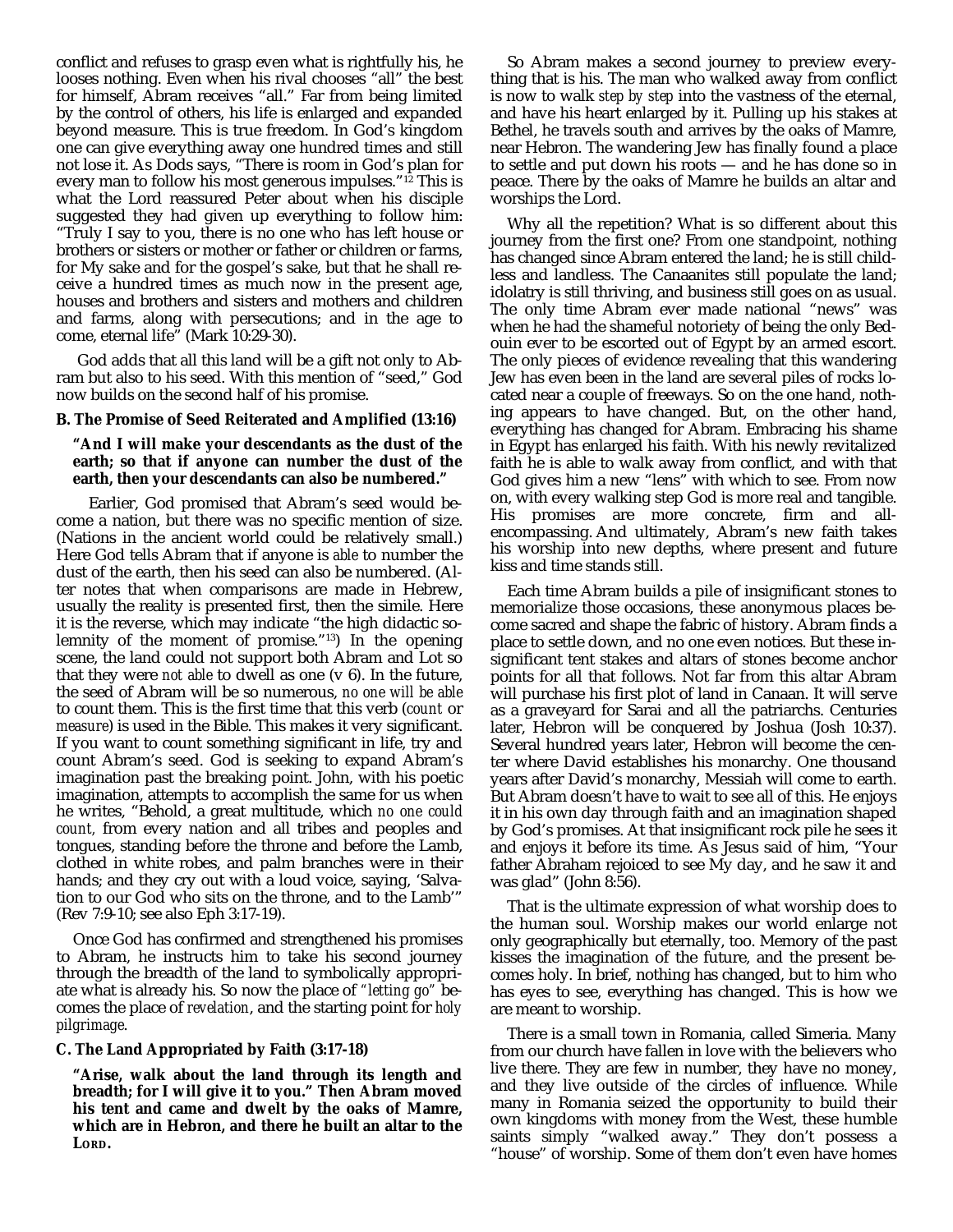conflict and refuses to grasp even what is rightfully his, he looses nothing. Even when his rival chooses "all" the best for himself, Abram receives "all." Far from being limited by the control of others, his life is enlarged and expanded beyond measure. This is true freedom. In God's kingdom one can give everything away one hundred times and still not lose it. As Dods says, "There is room in God's plan for every man to follow his most generous impulses."[12] This is what the Lord reassured Peter about when his disciple suggested they had given up everything to follow him: "Truly I say to you, there is no one who has left house or brothers or sisters or mother or father or children or farms, for My sake and for the gospel's sake, but that he shall receive a hundred times as much now in the present age, houses and brothers and sisters and mothers and children and farms, along with persecutions; and in the age to come, eternal life" (Mark 10:29-30).

God adds that all this land will be a gift not only to Abram but also to his seed. With this mention of "seed," God now builds on the second half of his promise.

### B. The Promise of Seed Reiterated and Amplified (13:16)

**"And I will make your descendants as the dust of the earth; so that if anyone can number the dust of the earth, then your descendants can also be numbered."**

Earlier, God promised that Abram's seed would become a nation, but there was no specific mention of size. (Nations in the ancient world could be relatively small.) Here God tells Abram that if anyone is *able* to number the dust of the earth, then his seed can also be numbered. (Alter notes that when comparisons are made in Hebrew, usually the reality is presented first, then the simile. Here it is the reverse, which may indicate "the high didactic solemnity of the moment of promise."[13]) In the opening scene, the land could not support both Abram and Lot so that they were *not able* to dwell as one (v 6). In the future, the seed of Abram will be so numerous, *no one will be able* to count them. This is the first time that this verb (*count* or *measure*) is used in the Bible. This makes it very significant. If you want to count something significant in life, try and count Abram's seed. God is seeking to expand Abram's imagination past the breaking point. John, with his poetic imagination, attempts to accomplish the same for us when he writes, "Behold, a great multitude, which *no one could count,* from every nation and all tribes and peoples and tongues, standing before the throne and before the Lamb, clothed in white robes, and palm branches were in their hands; and they cry out with a loud voice, saying, 'Salvation to our God who sits on the throne, and to the Lamb'" (Rev 7:9-10; see also Eph 3:17-19).

Once God has confirmed and strengthened his promises to Abram, he instructs him to take his second journey through the breadth of the land to symbolically appropriate what is already his. So now the place of *"letting go"* becomes the place of *revelation*, and the starting point for *holy pilgrimage*.

### C. The Land Appropriated by Faith (3:17-18)

**"Arise, walk about the land through its length and breadth; for I will give it to you." Then Abram moved his tent and came and dwelt by the oaks of Mamre, which are in Hebron, and there he built an altar to the LORD.**

So Abram makes a second journey to preview everything that is his. The man who walked away from conflict is now to walk *step by step* into the vastness of the eternal, and have his heart enlarged by it. Pulling up his stakes at Bethel, he travels south and arrives by the oaks of Mamre, near Hebron. The wandering Jew has finally found a place to settle and put down his roots — and he has done so in peace. There by the oaks of Mamre he builds an altar and worships the Lord.

Why all the repetition? What is so different about this journey from the first one? From one standpoint, nothing has changed since Abram entered the land; he is still childless and landless. The Canaanites still populate the land; idolatry is still thriving, and business still goes on as usual. The only time Abram ever made national "news" was when he had the shameful notoriety of being the only Bedouin ever to be escorted out of Egypt by an armed escort. The only pieces of evidence revealing that this wandering Jew has even been in the land are several piles of rocks located near a couple of freeways. So on the one hand, nothing appears to have changed. But, on the other hand, everything has changed for Abram. Embracing his shame in Egypt has enlarged his faith. With his newly revitalized faith he is able to walk away from conflict, and with that God gives him a new "lens" with which to see. From now on, with every walking step God is more real and tangible. His promises are more concrete, firm and all-encompassing. And ultimately, Abram's new faith takes his worship into new depths, where present and future kiss and time stands still.

Each time Abram builds a pile of insignificant stones to memorialize those occasions, these anonymous places become sacred and shape the fabric of history. Abram finds a place to settle down, and no one even notices. But these insignificant tent stakes and altars of stones become anchor points for all that follows. Not far from this altar Abram will purchase his first plot of land in Canaan. It will serve as a graveyard for Sarai and all the patriarchs. Centuries later, Hebron will be conquered by Joshua (Josh 10:37). Several hundred years later, Hebron will become the center where David establishes his monarchy. One thousand years after David's monarchy, Messiah will come to earth. But Abram doesn't have to wait to see all of this. He enjoys it in his own day through faith and an imagination shaped by God's promises. At that insignificant rock pile he sees it and enjoys it before its time. As Jesus said of him, "Your father Abraham rejoiced to see My day, and he saw it and was glad" (John 8:56).

That is the ultimate expression of what worship does to the human soul. Worship makes our world enlarge not only geographically but eternally, too. Memory of the past kisses the imagination of the future, and the present becomes holy. In brief, nothing has changed, but to him who has eyes to see, everything has changed. This is how we are meant to worship.

There is a small town in Romania, called Simeria. Many from our church have fallen in love with the believers who live there. They are few in number, they have no money, and they live outside of the circles of influence. While many in Romania seized the opportunity to build their own kingdoms with money from the West, these humble saints simply "walked away." They don't possess a "house" of worship. Some of them don't even have homes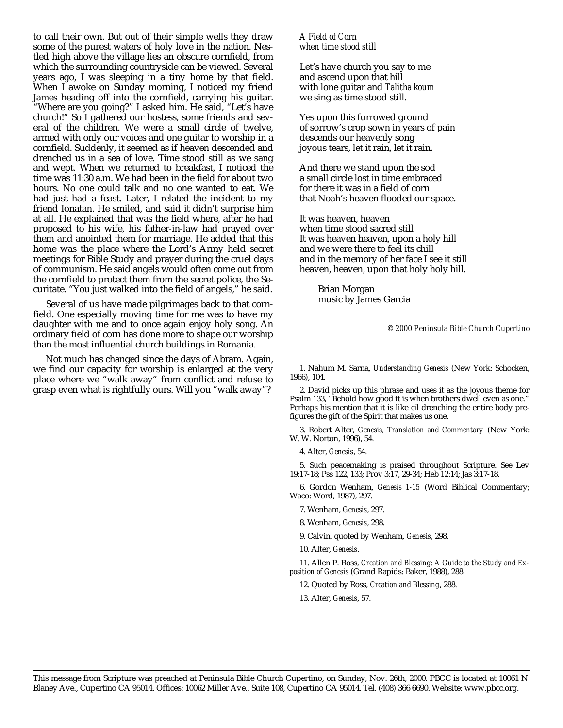to call their own. But out of their simple wells they draw some of the purest waters of holy love in the nation. Nestled high above the village lies an obscure cornfield, from which the surrounding countryside can be viewed. Several years ago, I was sleeping in a tiny home by that field. When I awoke on Sunday morning, I noticed my friend James heading off into the cornfield, carrying his guitar. "Where are you going?" I asked him. He said, "Let's have church!" So I gathered our hostess, some friends and several of the children. We were a small circle of twelve, armed with only our voices and one guitar to worship in a cornfield. Suddenly, it seemed as if heaven descended and drenched us in a sea of love. Time stood still as we sang and wept. When we returned to breakfast, I noticed the time was 11:30 a.m. We had been in the field for about two hours. No one could talk and no one wanted to eat. We had just had a feast. Later, I related the incident to my friend Ionatan. He smiled, and said it didn't surprise him at all. He explained that was the field where, after he had proposed to his wife, his father-in-law had prayed over them and anointed them for marriage. He added that this home was the place where the Lord's Army held secret meetings for Bible Study and prayer during the cruel days of communism. He said angels would often come out from the cornfield to protect them from the secret police, the Securitate. "You just walked into the field of angels," he said.

Several of us have made pilgrimages back to that cornfield. One especially moving time for me was to have my daughter with me and to once again enjoy holy song. An ordinary field of corn has done more to shape our worship than the most influential church buildings in Romania.

Not much has changed since the days of Abram. Again, we find our capacity for worship is enlarged at the very place where we "walk away" from conflict and refuse to grasp even what is rightfully ours. Will you "walk away"?

*A Field of Corn*
*when time stood still*

Let's have church you say to me
and ascend upon that hill
with lone guitar and *Talitha koum*
we sing as time stood still.

Yes upon this furrowed ground
of sorrow's crop sown in years of pain
descends our heavenly song
joyous tears, let it rain, let it rain.

And there we stand upon the sod
a small circle lost in time embraced
for there it was in a field of corn
that Noah's heaven flooded our space.

It was heaven, heaven
when time stood sacred still
It was heaven heaven, upon a holy hill
and we were there to feel its chill
and in the memory of her face I see it still
heaven, heaven, upon that holy holy hill.

Brian Morgan
music by James Garcia

*© 2000 Peninsula Bible Church Cupertino*

1. Nahum M. Sarna, *Understanding Genesis* (New York: Schocken, 1966), 104.

2. David picks up this phrase and uses it as the joyous theme for Psalm 133, "Behold how good it is when brothers dwell even as one." Perhaps his mention that it is like *oil* drenching the entire body prefigures the gift of the Spirit that makes us one.

3. Robert Alter, *Genesis, Translation and Commentary* (New York: W. W. Norton, 1996), 54.

4. Alter, *Genesis*, 54.

5. Such peacemaking is praised throughout Scripture. See Lev 19:17-18; Pss 122, 133; Prov 3:17, 29-34; Heb 12:14; Jas 3:17-18.

6. Gordon Wenham, *Genesis 1-15* (Word Biblical Commentary; Waco: Word, 1987), 297.

7. Wenham, *Genesis*, 297.

8. Wenham, *Genesis*, 298.

9. Calvin, quoted by Wenham, *Genesis*, 298.

10. Alter, *Genesis*.

11. Allen P. Ross, *Creation and Blessing: A Guide to the Study and Exposition of Genesis* (Grand Rapids: Baker, 1988), 288.

12. Quoted by Ross, *Creation and Blessing*, 288.

13. Alter, *Genesis*, 57.

This message from Scripture was preached at Peninsula Bible Church Cupertino, on Sunday, Nov. 26th, 2000. PBCC is located at 10061 N Blaney Ave., Cupertino CA 95014. Offices: 10062 Miller Ave., Suite 108, Cupertino CA 95014. Tel. (408) 366 6690. Website: www.pbcc.org.